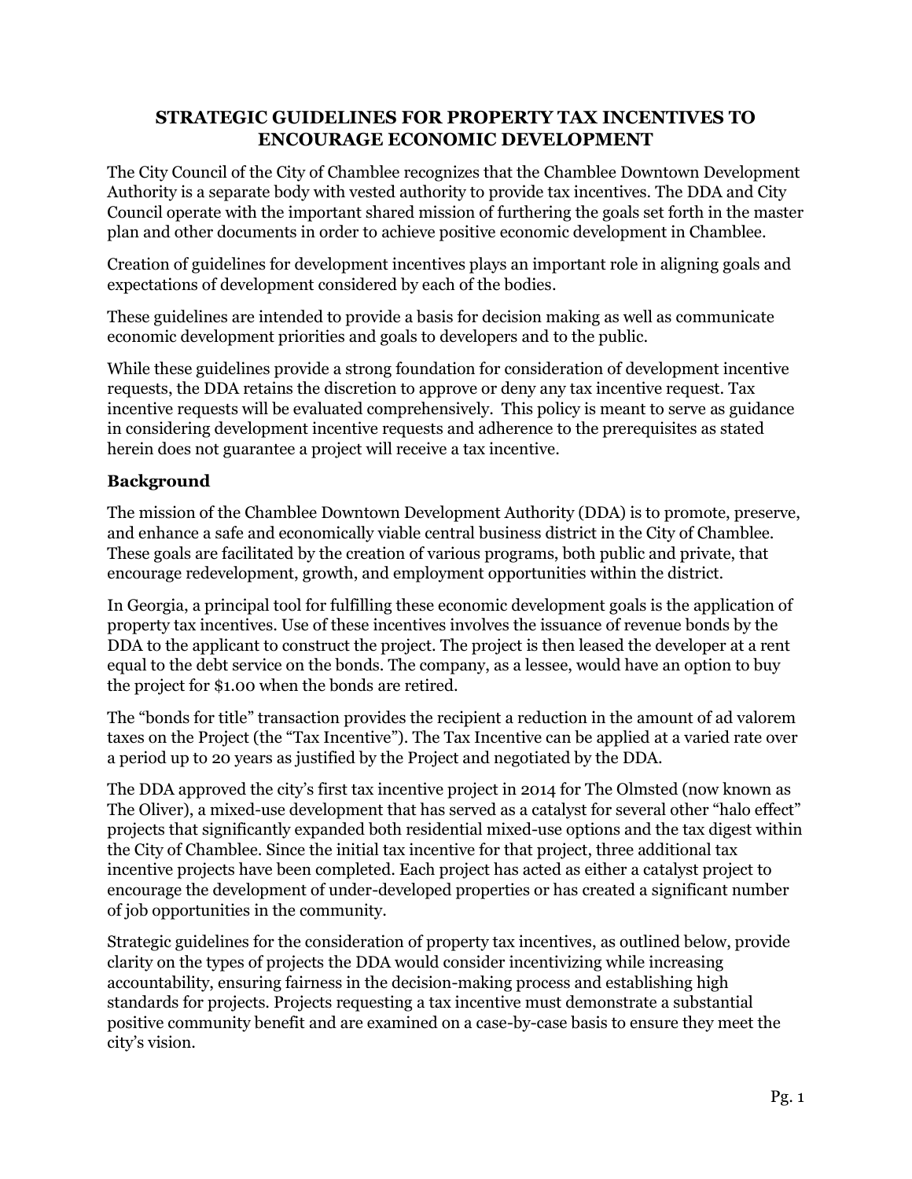# STRATEGIC GUIDELINES FOR PROPERTY TAX INCENTIVES TO ENCOURAGE ECONOMIC DEVELOPMENT

The City Council of the City of Chamblee recognizes that the Chamblee Downtown Development Authority is a separate body with vested authority to provide tax incentives. The DDA and City Council operate with the important shared mission of furthering the goals set forth in the master plan and other documents in order to achieve positive economic development in Chamblee.

Creation of guidelines for development incentives plays an important role in aligning goals and expectations of development considered by each of the bodies.

These guidelines are intended to provide a basis for decision making as well as communicate economic development priorities and goals to developers and to the public.

While these guidelines provide a strong foundation for consideration of development incentive requests, the DDA retains the discretion to approve or deny any tax incentive request. Tax incentive requests will be evaluated comprehensively. This policy is meant to serve as guidance in considering development incentive requests and adherence to the prerequisites as stated herein does not guarantee a project will receive a tax incentive.

## Background

The mission of the Chamblee Downtown Development Authority (DDA) is to promote, preserve, and enhance a safe and economically viable central business district in the City of Chamblee. These goals are facilitated by the creation of various programs, both public and private, that encourage redevelopment, growth, and employment opportunities within the district.

In Georgia, a principal tool for fulfilling these economic development goals is the application of property tax incentives. Use of these incentives involves the issuance of revenue bonds by the DDA to the applicant to construct the project. The project is then leased the developer at a rent equal to the debt service on the bonds. The company, as a lessee, would have an option to buy the project for $1.00 when the bonds are retired.

The "bonds for title" transaction provides the recipient a reduction in the amount of ad valorem taxes on the Project (the "Tax Incentive"). The Tax Incentive can be applied at a varied rate over a period up to 20 years as justified by the Project and negotiated by the DDA.

The DDA approved the city's first tax incentive project in 2014 for The Olmsted (now known as The Oliver), a mixed-use development that has served as a catalyst for several other "halo effect" projects that significantly expanded both residential mixed-use options and the tax digest within the City of Chamblee. Since the initial tax incentive for that project, three additional tax incentive projects have been completed. Each project has acted as either a catalyst project to encourage the development of under-developed properties or has created a significant number of job opportunities in the community.

Strategic guidelines for the consideration of property tax incentives, as outlined below, provide clarity on the types of projects the DDA would consider incentivizing while increasing accountability, ensuring fairness in the decision-making process and establishing high standards for projects. Projects requesting a tax incentive must demonstrate a substantial positive community benefit and are examined on a case-by-case basis to ensure they meet the city's vision.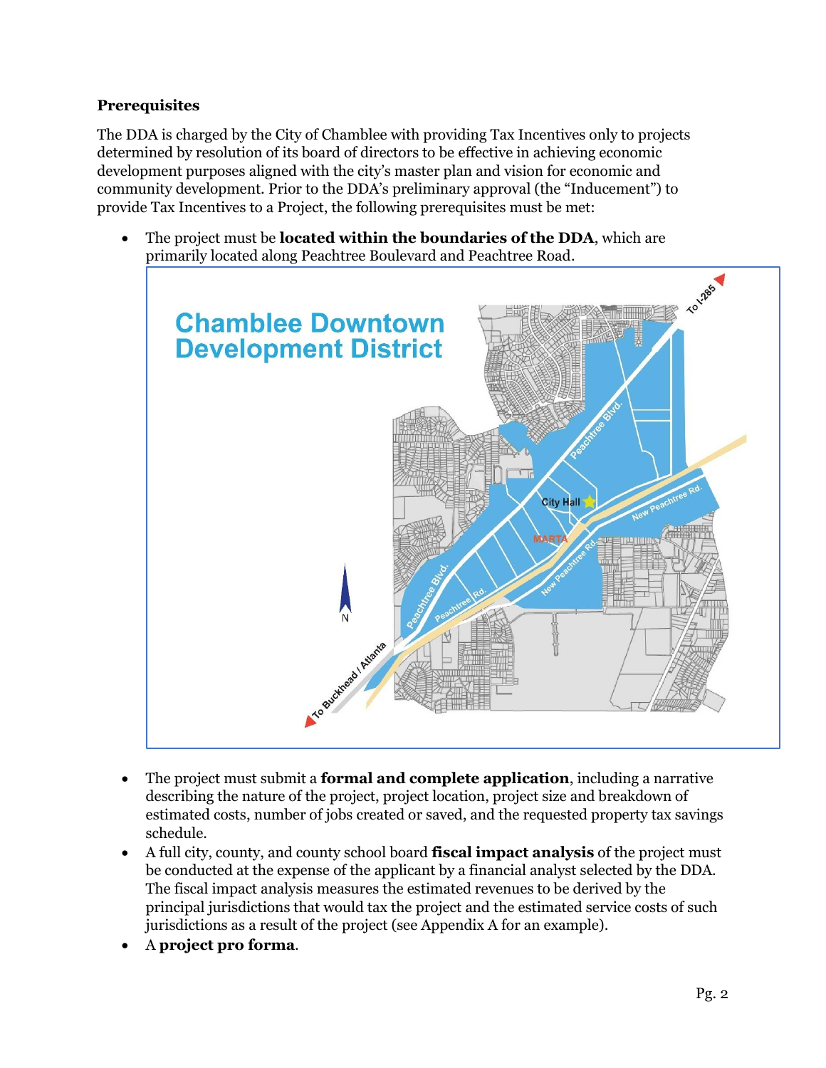**Prerequisites**

The DDA is charged by the City of Chamblee with providing Tax Incentives only to projects determined by resolution of its board of directors to be effective in achieving economic development purposes aligned with the city's master plan and vision for economic and community development. Prior to the DDA's preliminary approval (the "Inducement") to provide Tax Incentives to a Project, the following prerequisites must be met:

- The project must be **located within the boundaries of the DDA**, which are primarily located along Peachtree Boulevard and Peachtree Road.

- The project must submit a **formal and complete application**, including a narrative describing the nature of the project, project location, project size and breakdown of estimated costs, number of jobs created or saved, and the requested property tax savings schedule.
- A full city, county, and county school board **fiscal impact analysis** of the project must be conducted at the expense of the applicant by a financial analyst selected by the DDA. The fiscal impact analysis measures the estimated revenues to be derived by the principal jurisdictions that would tax the project and the estimated service costs of such jurisdictions as a result of the project (see Appendix A for an example).
- A **project pro forma**.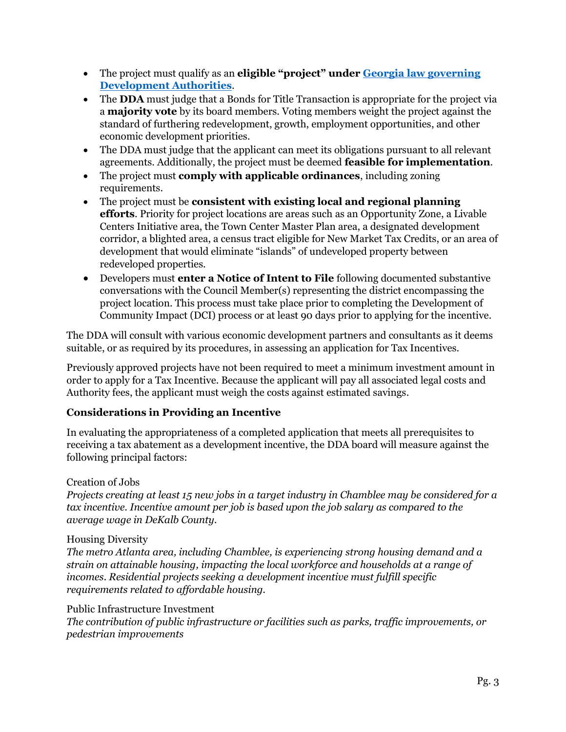- The project must qualify as an **eligible "project" under [Georgia law governing Development Authorities](#)**.
- The **DDA** must judge that a Bonds for Title Transaction is appropriate for the project via a **majority vote** by its board members. Voting members weight the project against the standard of furthering redevelopment, growth, employment opportunities, and other economic development priorities.
- The DDA must judge that the applicant can meet its obligations pursuant to all relevant agreements. Additionally, the project must be deemed **feasible for implementation**.
- The project must **comply with applicable ordinances**, including zoning requirements.
- The project must be **consistent with existing local and regional planning efforts**. Priority for project locations are areas such as an Opportunity Zone, a Livable Centers Initiative area, the Town Center Master Plan area, a designated development corridor, a blighted area, a census tract eligible for New Market Tax Credits, or an area of development that would eliminate "islands" of undeveloped property between redeveloped properties.
- Developers must **enter a Notice of Intent to File** following documented substantive conversations with the Council Member(s) representing the district encompassing the project location. This process must take place prior to completing the Development of Community Impact (DCI) process or at least 90 days prior to applying for the incentive.

The DDA will consult with various economic development partners and consultants as it deems suitable, or as required by its procedures, in assessing an application for Tax Incentives.

Previously approved projects have not been required to meet a minimum investment amount in order to apply for a Tax Incentive. Because the applicant will pay all associated legal costs and Authority fees, the applicant must weigh the costs against estimated savings.

### Considerations in Providing an Incentive

In evaluating the appropriateness of a completed application that meets all prerequisites to receiving a tax abatement as a development incentive, the DDA board will measure against the following principal factors:

Creation of Jobs
*Projects creating at least 15 new jobs in a target industry in Chamblee may be considered for a tax incentive. Incentive amount per job is based upon the job salary as compared to the average wage in DeKalb County.*

Housing Diversity
*The metro Atlanta area, including Chamblee, is experiencing strong housing demand and a strain on attainable housing, impacting the local workforce and households at a range of incomes. Residential projects seeking a development incentive must fulfill specific requirements related to affordable housing.*

Public Infrastructure Investment
*The contribution of public infrastructure or facilities such as parks, traffic improvements, or pedestrian improvements*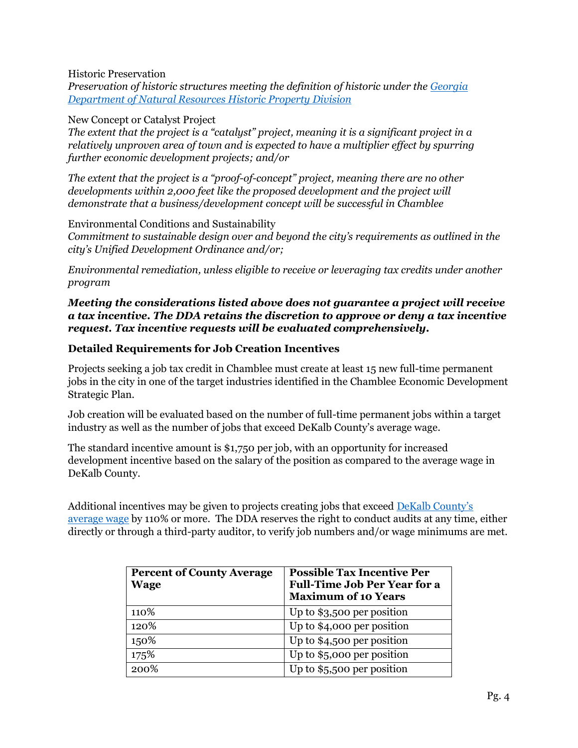Historic Preservation

*Preservation of historic structures meeting the definition of historic under the [Georgia Department of Natural Resources Historic Property Division](#)*

New Concept or Catalyst Project

*The extent that the project is a "catalyst" project, meaning it is a significant project in a relatively unproven area of town and is expected to have a multiplier effect by spurring further economic development projects; and/or*

*The extent that the project is a "proof-of-concept" project, meaning there are no other developments within 2,000 feet like the proposed development and the project will demonstrate that a business/development concept will be successful in Chamblee*

Environmental Conditions and Sustainability

*Commitment to sustainable design over and beyond the city's requirements as outlined in the city's Unified Development Ordinance and/or;*

*Environmental remediation, unless eligible to receive or leveraging tax credits under another program*

***Meeting the considerations listed above does not guarantee a project will receive a tax incentive. The DDA retains the discretion to approve or deny a tax incentive request. Tax incentive requests will be evaluated comprehensively.***

### Detailed Requirements for Job Creation Incentives

Projects seeking a job tax credit in Chamblee must create at least 15 new full-time permanent jobs in the city in one of the target industries identified in the Chamblee Economic Development Strategic Plan.

Job creation will be evaluated based on the number of full-time permanent jobs within a target industry as well as the number of jobs that exceed DeKalb County's average wage.

The standard incentive amount is $1,750 per job, with an opportunity for increased development incentive based on the salary of the position as compared to the average wage in DeKalb County.

Additional incentives may be given to projects creating jobs that exceed [DeKalb County's average wage](#) by 110% or more. The DDA reserves the right to conduct audits at any time, either directly or through a third-party auditor, to verify job numbers and/or wage minimums are met.

| **Percent of County Average Wage** | **Possible Tax Incentive Per Full-Time Job Per Year for a Maximum of 10 Years** |
|---|---|
| 110% | Up to $3,500 per position |
| 120% | Up to $4,000 per position |
| 150% | Up to $4,500 per position |
| 175% | Up to $5,000 per position |
| 200% | Up to $5,500 per position |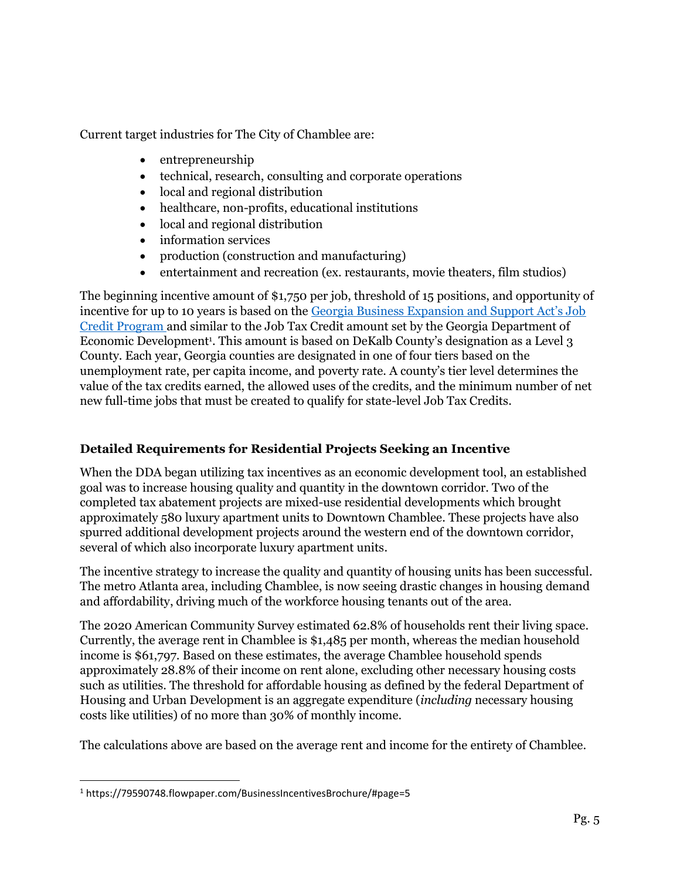Current target industries for The City of Chamblee are:

- entrepreneurship
- technical, research, consulting and corporate operations
- local and regional distribution
- healthcare, non-profits, educational institutions
- local and regional distribution
- information services
- production (construction and manufacturing)
- entertainment and recreation (ex. restaurants, movie theaters, film studios)

The beginning incentive amount of $1,750 per job, threshold of 15 positions, and opportunity of incentive for up to 10 years is based on the [Georgia Business Expansion and Support Act's Job Credit Program](#) and similar to the Job Tax Credit amount set by the Georgia Department of Economic Development[1]. This amount is based on DeKalb County's designation as a Level 3 County. Each year, Georgia counties are designated in one of four tiers based on the unemployment rate, per capita income, and poverty rate. A county's tier level determines the value of the tax credits earned, the allowed uses of the credits, and the minimum number of net new full-time jobs that must be created to qualify for state-level Job Tax Credits.

### Detailed Requirements for Residential Projects Seeking an Incentive

When the DDA began utilizing tax incentives as an economic development tool, an established goal was to increase housing quality and quantity in the downtown corridor. Two of the completed tax abatement projects are mixed-use residential developments which brought approximately 580 luxury apartment units to Downtown Chamblee. These projects have also spurred additional development projects around the western end of the downtown corridor, several of which also incorporate luxury apartment units.

The incentive strategy to increase the quality and quantity of housing units has been successful. The metro Atlanta area, including Chamblee, is now seeing drastic changes in housing demand and affordability, driving much of the workforce housing tenants out of the area.

The 2020 American Community Survey estimated 62.8% of households rent their living space. Currently, the average rent in Chamblee is $1,485 per month, whereas the median household income is $61,797. Based on these estimates, the average Chamblee household spends approximately 28.8% of their income on rent alone, excluding other necessary housing costs such as utilities. The threshold for affordable housing as defined by the federal Department of Housing and Urban Development is an aggregate expenditure (*including* necessary housing costs like utilities) of no more than 30% of monthly income.

The calculations above are based on the average rent and income for the entirety of Chamblee.

---

[1] https://79590748.flowpaper.com/BusinessIncentivesBrochure/#page=5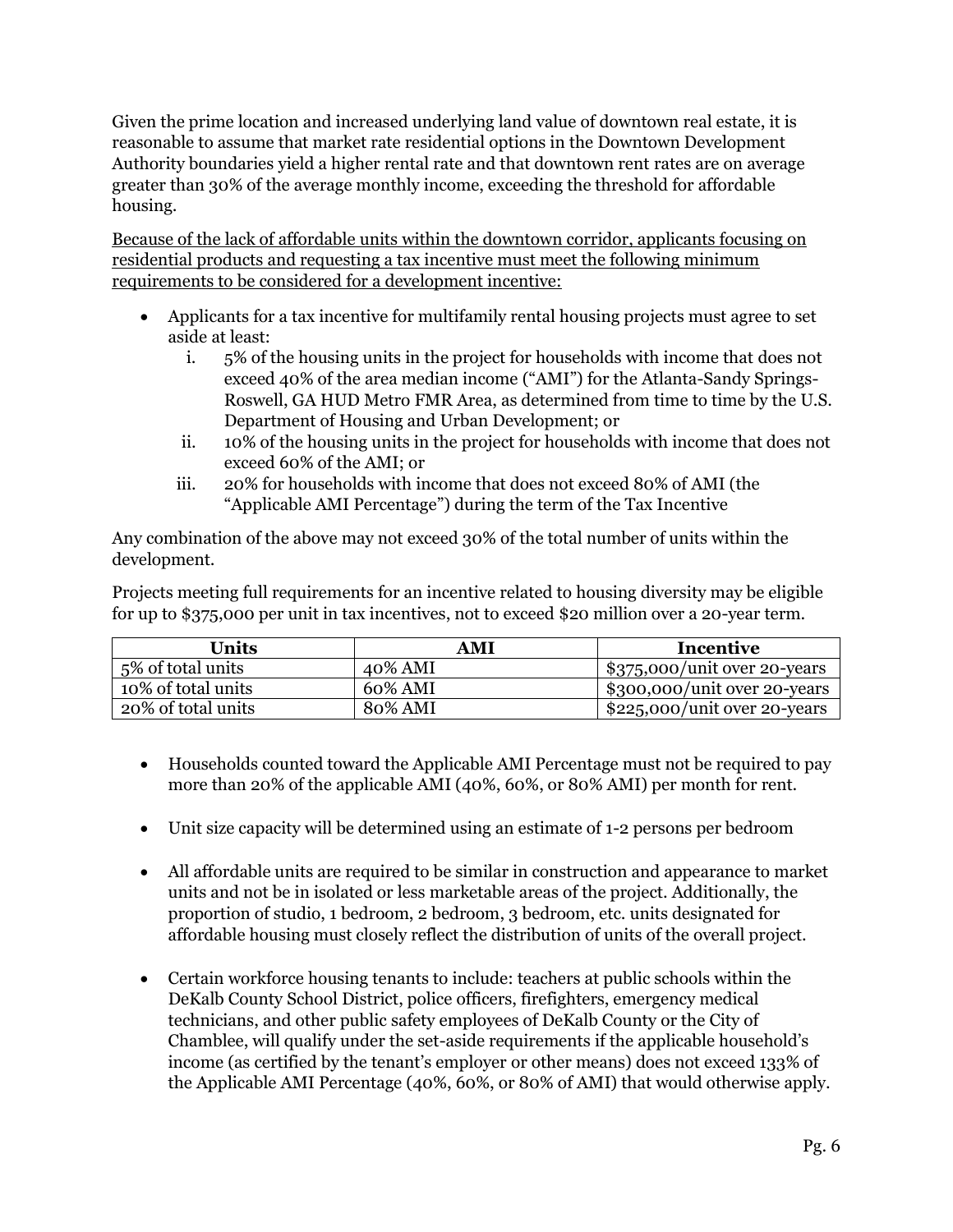Given the prime location and increased underlying land value of downtown real estate, it is reasonable to assume that market rate residential options in the Downtown Development Authority boundaries yield a higher rental rate and that downtown rent rates are on average greater than 30% of the average monthly income, exceeding the threshold for affordable housing.

<u>Because of the lack of affordable units within the downtown corridor, applicants focusing on residential products and requesting a tax incentive must meet the following minimum requirements to be considered for a development incentive:</u>

- Applicants for a tax incentive for multifamily rental housing projects must agree to set aside at least:
  i. 5% of the housing units in the project for households with income that does not exceed 40% of the area median income ("AMI") for the Atlanta-Sandy Springs-Roswell, GA HUD Metro FMR Area, as determined from time to time by the U.S. Department of Housing and Urban Development; or
  ii. 10% of the housing units in the project for households with income that does not exceed 60% of the AMI; or
  iii. 20% for households with income that does not exceed 80% of AMI (the "Applicable AMI Percentage") during the term of the Tax Incentive

Any combination of the above may not exceed 30% of the total number of units within the development.

Projects meeting full requirements for an incentive related to housing diversity may be eligible for up to $375,000 per unit in tax incentives, not to exceed $20 million over a 20-year term.

| Units | AMI | Incentive |
|---|---|---|
| 5% of total units | 40% AMI | $375,000/unit over 20-years |
| 10% of total units | 60% AMI | $300,000/unit over 20-years |
| 20% of total units | 80% AMI | $225,000/unit over 20-years |

- Households counted toward the Applicable AMI Percentage must not be required to pay more than 20% of the applicable AMI (40%, 60%, or 80% AMI) per month for rent.

- Unit size capacity will be determined using an estimate of 1-2 persons per bedroom

- All affordable units are required to be similar in construction and appearance to market units and not be in isolated or less marketable areas of the project. Additionally, the proportion of studio, 1 bedroom, 2 bedroom, 3 bedroom, etc. units designated for affordable housing must closely reflect the distribution of units of the overall project.

- Certain workforce housing tenants to include: teachers at public schools within the DeKalb County School District, police officers, firefighters, emergency medical technicians, and other public safety employees of DeKalb County or the City of Chamblee, will qualify under the set-aside requirements if the applicable household's income (as certified by the tenant's employer or other means) does not exceed 133% of the Applicable AMI Percentage (40%, 60%, or 80% of AMI) that would otherwise apply.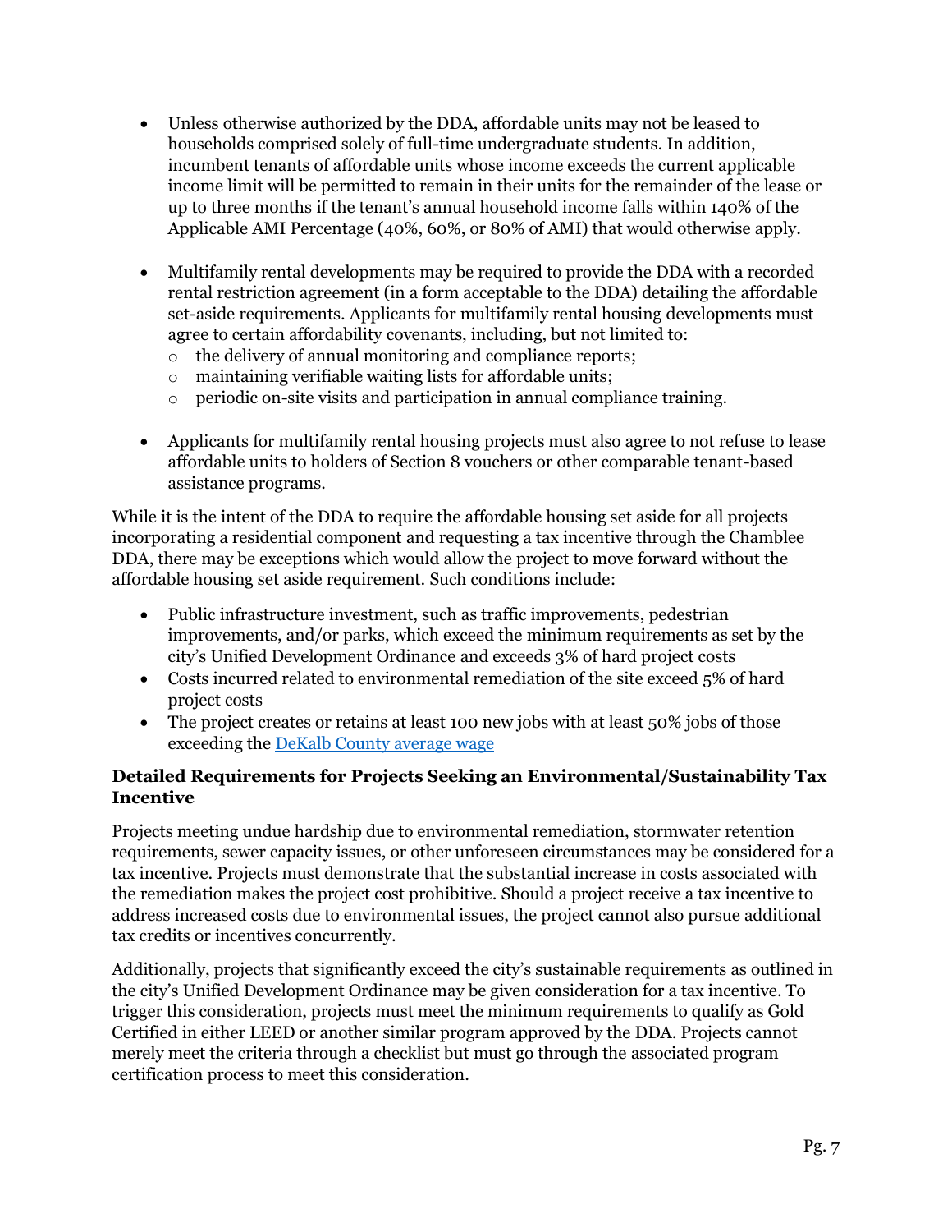- Unless otherwise authorized by the DDA, affordable units may not be leased to households comprised solely of full-time undergraduate students. In addition, incumbent tenants of affordable units whose income exceeds the current applicable income limit will be permitted to remain in their units for the remainder of the lease or up to three months if the tenant's annual household income falls within 140% of the Applicable AMI Percentage (40%, 60%, or 80% of AMI) that would otherwise apply.

- Multifamily rental developments may be required to provide the DDA with a recorded rental restriction agreement (in a form acceptable to the DDA) detailing the affordable set-aside requirements. Applicants for multifamily rental housing developments must agree to certain affordability covenants, including, but not limited to:
  - the delivery of annual monitoring and compliance reports;
  - maintaining verifiable waiting lists for affordable units;
  - periodic on-site visits and participation in annual compliance training.

- Applicants for multifamily rental housing projects must also agree to not refuse to lease affordable units to holders of Section 8 vouchers or other comparable tenant-based assistance programs.

While it is the intent of the DDA to require the affordable housing set aside for all projects incorporating a residential component and requesting a tax incentive through the Chamblee DDA, there may be exceptions which would allow the project to move forward without the affordable housing set aside requirement. Such conditions include:

- Public infrastructure investment, such as traffic improvements, pedestrian improvements, and/or parks, which exceed the minimum requirements as set by the city's Unified Development Ordinance and exceeds 3% of hard project costs
- Costs incurred related to environmental remediation of the site exceed 5% of hard project costs
- The project creates or retains at least 100 new jobs with at least 50% jobs of those exceeding the [DeKalb County average wage]

### Detailed Requirements for Projects Seeking an Environmental/Sustainability Tax Incentive

Projects meeting undue hardship due to environmental remediation, stormwater retention requirements, sewer capacity issues, or other unforeseen circumstances may be considered for a tax incentive. Projects must demonstrate that the substantial increase in costs associated with the remediation makes the project cost prohibitive. Should a project receive a tax incentive to address increased costs due to environmental issues, the project cannot also pursue additional tax credits or incentives concurrently.

Additionally, projects that significantly exceed the city's sustainable requirements as outlined in the city's Unified Development Ordinance may be given consideration for a tax incentive. To trigger this consideration, projects must meet the minimum requirements to qualify as Gold Certified in either LEED or another similar program approved by the DDA. Projects cannot merely meet the criteria through a checklist but must go through the associated program certification process to meet this consideration.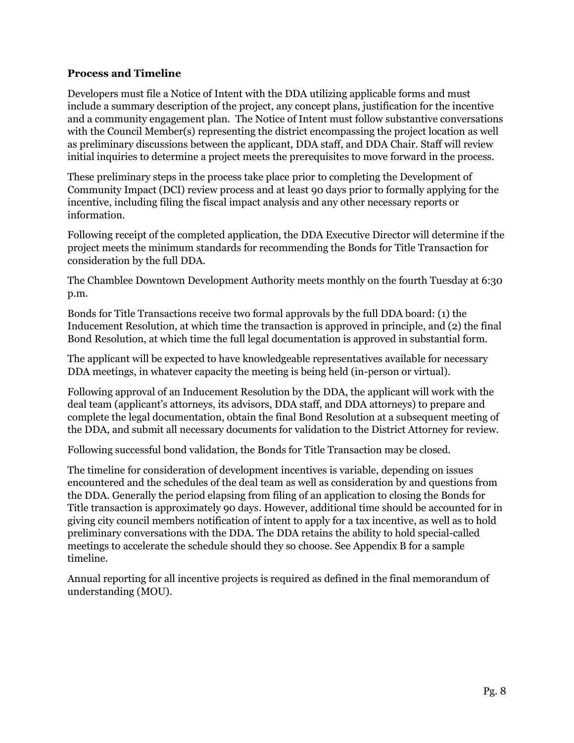**Process and Timeline**

Developers must file a Notice of Intent with the DDA utilizing applicable forms and must include a summary description of the project, any concept plans, justification for the incentive and a community engagement plan. The Notice of Intent must follow substantive conversations with the Council Member(s) representing the district encompassing the project location as well as preliminary discussions between the applicant, DDA staff, and DDA Chair. Staff will review initial inquiries to determine a project meets the prerequisites to move forward in the process.

These preliminary steps in the process take place prior to completing the Development of Community Impact (DCI) review process and at least 90 days prior to formally applying for the incentive, including filing the fiscal impact analysis and any other necessary reports or information.

Following receipt of the completed application, the DDA Executive Director will determine if the project meets the minimum standards for recommending the Bonds for Title Transaction for consideration by the full DDA.

The Chamblee Downtown Development Authority meets monthly on the fourth Tuesday at 6:30 p.m.

Bonds for Title Transactions receive two formal approvals by the full DDA board: (1) the Inducement Resolution, at which time the transaction is approved in principle, and (2) the final Bond Resolution, at which time the full legal documentation is approved in substantial form.

The applicant will be expected to have knowledgeable representatives available for necessary DDA meetings, in whatever capacity the meeting is being held (in-person or virtual).

Following approval of an Inducement Resolution by the DDA, the applicant will work with the deal team (applicant's attorneys, its advisors, DDA staff, and DDA attorneys) to prepare and complete the legal documentation, obtain the final Bond Resolution at a subsequent meeting of the DDA, and submit all necessary documents for validation to the District Attorney for review.

Following successful bond validation, the Bonds for Title Transaction may be closed.

The timeline for consideration of development incentives is variable, depending on issues encountered and the schedules of the deal team as well as consideration by and questions from the DDA. Generally the period elapsing from filing of an application to closing the Bonds for Title transaction is approximately 90 days. However, additional time should be accounted for in giving city council members notification of intent to apply for a tax incentive, as well as to hold preliminary conversations with the DDA. The DDA retains the ability to hold special-called meetings to accelerate the schedule should they so choose. See Appendix B for a sample timeline.

Annual reporting for all incentive projects is required as defined in the final memorandum of understanding (MOU).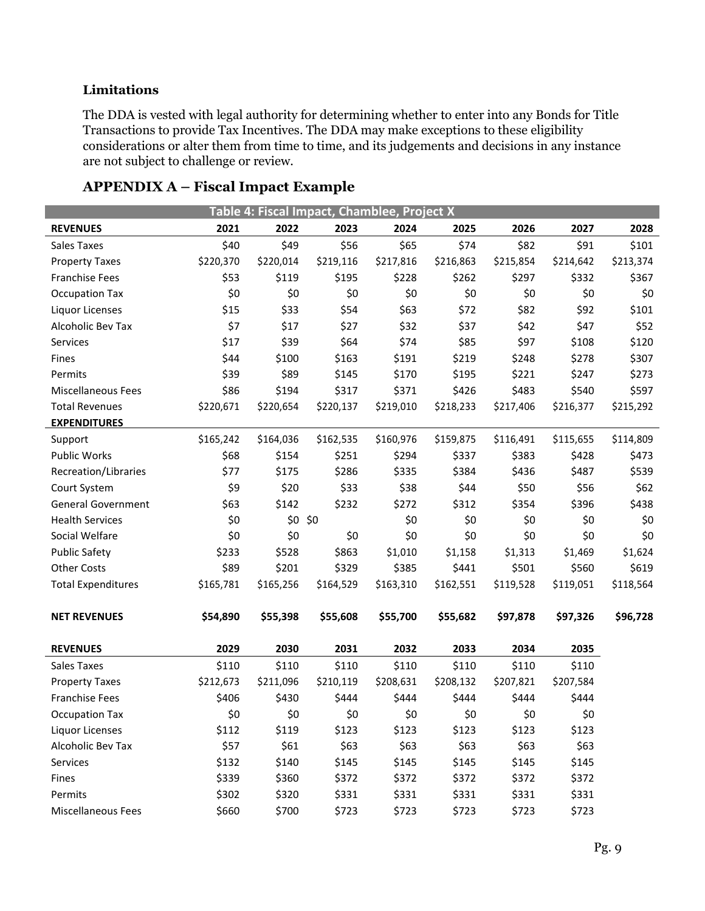### Limitations

The DDA is vested with legal authority for determining whether to enter into any Bonds for Title Transactions to provide Tax Incentives. The DDA may make exceptions to these eligibility considerations or alter them from time to time, and its judgements and decisions in any instance are not subject to challenge or review.

## APPENDIX A – Fiscal Impact Example

| Table 4: Fiscal Impact, Chamblee, Project X | | | | | | | | |
|---|---|---|---|---|---|---|---|---|
| **REVENUES** | **2021** | **2022** | **2023** | **2024** | **2025** | **2026** | **2027** | **2028** |
| Sales Taxes | $40 | $49 | $56 | $65 | $74 | $82 | $91 | $101 |
| Property Taxes | $220,370 | $220,014 | $219,116 | $217,816 | $216,863 | $215,854 | $214,642 | $213,374 |
| Franchise Fees | $53 | $119 | $195 | $228 | $262 | $297 | $332 | $367 |
| Occupation Tax | $0 | $0 | $0 | $0 | $0 | $0 | $0 | $0 |
| Liquor Licenses | $15 | $33 | $54 | $63 | $72 | $82 | $92 | $101 |
| Alcoholic Bev Tax | $7 | $17 | $27 | $32 | $37 | $42 | $47 | $52 |
| Services | $17 | $39 | $64 | $74 | $85 | $97 | $108 | $120 |
| Fines | $44 | $100 | $163 | $191 | $219 | $248 | $278 | $307 |
| Permits | $39 | $89 | $145 | $170 | $195 | $221 | $247 | $273 |
| Miscellaneous Fees | $86 | $194 | $317 | $371 | $426 | $483 | $540 | $597 |
| Total Revenues | $220,671 | $220,654 | $220,137 | $219,010 | $218,233 | $217,406 | $216,377 | $215,292 |
| **EXPENDITURES** | | | | | | | | |
| Support | $165,242 | $164,036 | $162,535 | $160,976 | $159,875 | $116,491 | $115,655 | $114,809 |
| Public Works | $68 | $154 | $251 | $294 | $337 | $383 | $428 | $473 |
| Recreation/Libraries | $77 | $175 | $286 | $335 | $384 | $436 | $487 | $539 |
| Court System | $9 | $20 | $33 | $38 | $44 | $50 | $56 | $62 |
| General Government | $63 | $142 | $232 | $272 | $312 | $354 | $396 | $438 |
| Health Services | $0 | $0 | $0 | $0 | $0 | $0 | $0 | $0 |
| Social Welfare | $0 | $0 | $0 | $0 | $0 | $0 | $0 | $0 |
| Public Safety | $233 | $528 | $863 | $1,010 | $1,158 | $1,313 | $1,469 | $1,624 |
| Other Costs | $89 | $201 | $329 | $385 | $441 | $501 | $560 | $619 |
| Total Expenditures | $165,781 | $165,256 | $164,529 | $163,310 | $162,551 | $119,528 | $119,051 | $118,564 |
| **NET REVENUES** | **$54,890** | **$55,398** | **$55,608** | **$55,700** | **$55,682** | **$97,878** | **$97,326** | **$96,728** |

| **REVENUES** | **2029** | **2030** | **2031** | **2032** | **2033** | **2034** | **2035** |
|---|---|---|---|---|---|---|---|
| Sales Taxes | $110 | $110 | $110 | $110 | $110 | $110 | $110 |
| Property Taxes | $212,673 | $211,096 | $210,119 | $208,631 | $208,132 | $207,821 | $207,584 |
| Franchise Fees | $406 | $430 | $444 | $444 | $444 | $444 | $444 |
| Occupation Tax | $0 | $0 | $0 | $0 | $0 | $0 | $0 |
| Liquor Licenses | $112 | $119 | $123 | $123 | $123 | $123 | $123 |
| Alcoholic Bev Tax | $57 | $61 | $63 | $63 | $63 | $63 | $63 |
| Services | $132 | $140 | $145 | $145 | $145 | $145 | $145 |
| Fines | $339 | $360 | $372 | $372 | $372 | $372 | $372 |
| Permits | $302 | $320 | $331 | $331 | $331 | $331 | $331 |
| Miscellaneous Fees | $660 | $700 | $723 | $723 | $723 | $723 | $723 |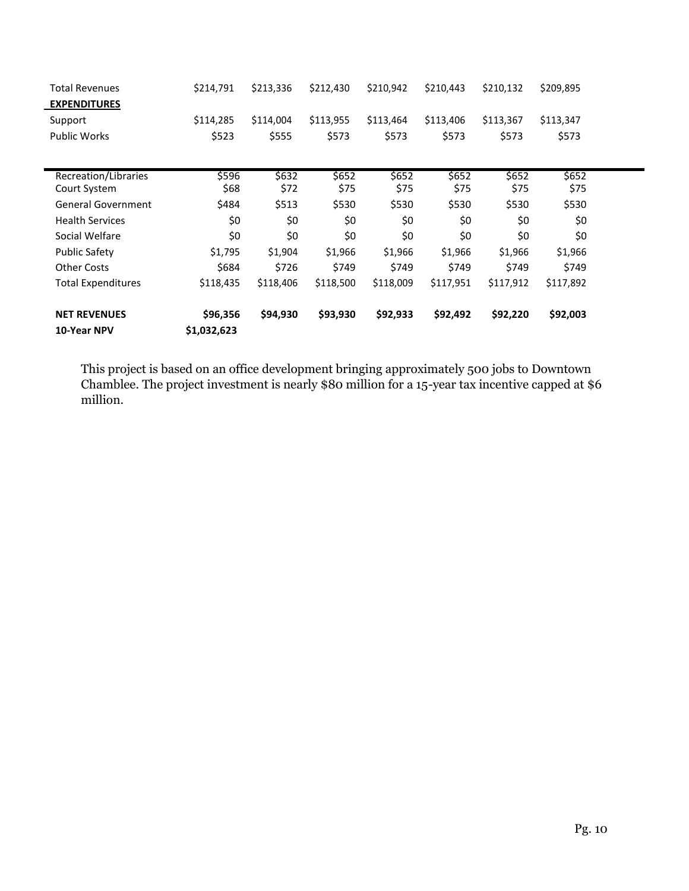| | | | | | | | |
|---|---|---|---|---|---|---|---|
| Total Revenues | $214,791 | $213,336 | $212,430 | $210,942 | $210,443 | $210,132 | $209,895 |
| **EXPENDITURES** | | | | | | | |
| Support | $114,285 | $114,004 | $113,955 | $113,464 | $113,406 | $113,367 | $113,347 |
| Public Works | $523 | $555 | $573 | $573 | $573 | $573 | $573 |
| Recreation/Libraries | $596 | $632 | $652 | $652 | $652 | $652 | $652 |
| Court System | $68 | $72 | $75 | $75 | $75 | $75 | $75 |
| General Government | $484 | $513 | $530 | $530 | $530 | $530 | $530 |
| Health Services | $0 | $0 | $0 | $0 | $0 | $0 | $0 |
| Social Welfare | $0 | $0 | $0 | $0 | $0 | $0 | $0 |
| Public Safety | $1,795 | $1,904 | $1,966 | $1,966 | $1,966 | $1,966 | $1,966 |
| Other Costs | $684 | $726 | $749 | $749 | $749 | $749 | $749 |
| Total Expenditures | $118,435 | $118,406 | $118,500 | $118,009 | $117,951 | $117,912 | $117,892 |
| **NET REVENUES** | **$96,356** | **$94,930** | **$93,930** | **$92,933** | **$92,492** | **$92,220** | **$92,003** |
| **10-Year NPV** | **$1,032,623** | | | | | | |

This project is based on an office development bringing approximately 500 jobs to Downtown Chamblee. The project investment is nearly $80 million for a 15-year tax incentive capped at $6 million.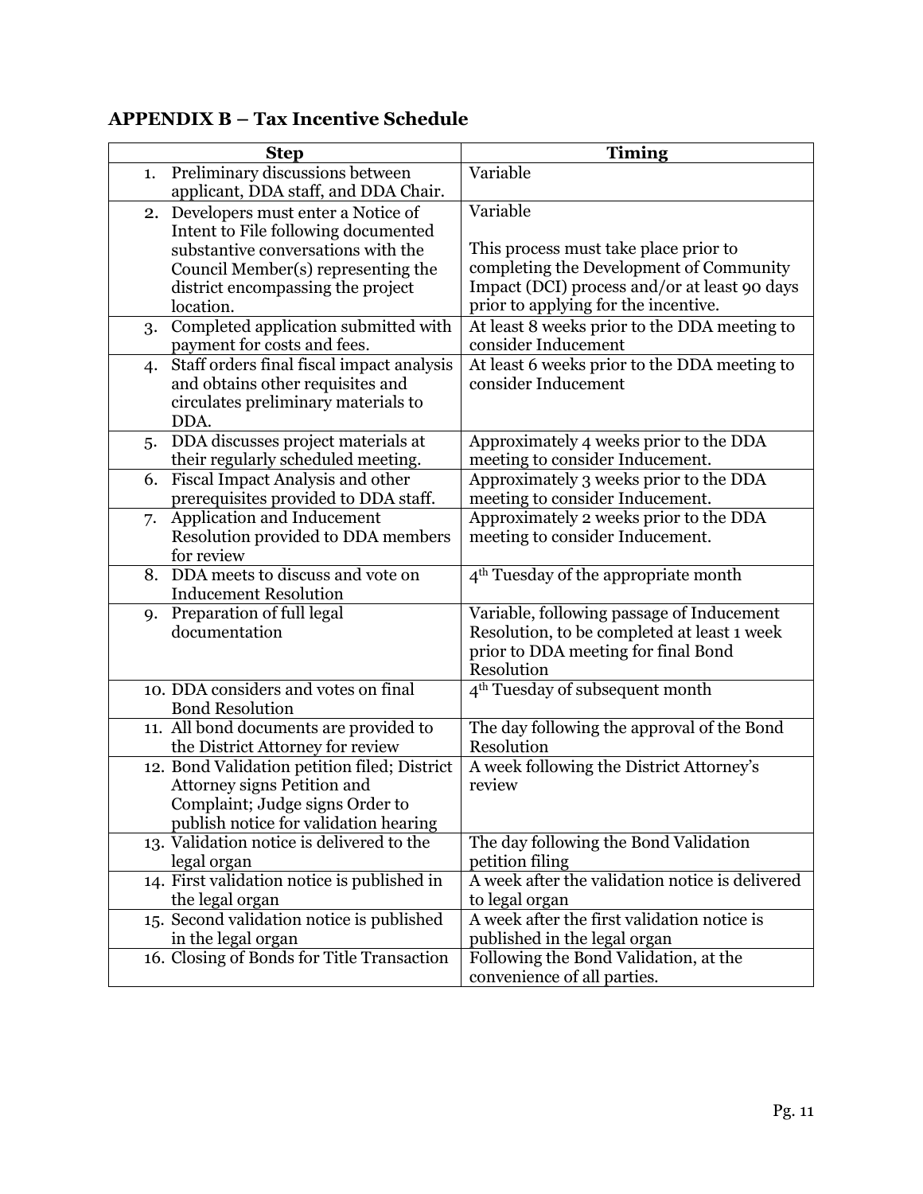## APPENDIX B – Tax Incentive Schedule

| Step | Timing |
|---|---|
| 1. Preliminary discussions between applicant, DDA staff, and DDA Chair. | Variable |
| 2. Developers must enter a Notice of Intent to File following documented substantive conversations with the Council Member(s) representing the district encompassing the project location. | Variable<br><br>This process must take place prior to completing the Development of Community Impact (DCI) process and/or at least 90 days prior to applying for the incentive. |
| 3. Completed application submitted with payment for costs and fees. | At least 8 weeks prior to the DDA meeting to consider Inducement |
| 4. Staff orders final fiscal impact analysis and obtains other requisites and circulates preliminary materials to DDA. | At least 6 weeks prior to the DDA meeting to consider Inducement |
| 5. DDA discusses project materials at their regularly scheduled meeting. | Approximately 4 weeks prior to the DDA meeting to consider Inducement. |
| 6. Fiscal Impact Analysis and other prerequisites provided to DDA staff. | Approximately 3 weeks prior to the DDA meeting to consider Inducement. |
| 7. Application and Inducement Resolution provided to DDA members for review | Approximately 2 weeks prior to the DDA meeting to consider Inducement. |
| 8. DDA meets to discuss and vote on Inducement Resolution | 4th Tuesday of the appropriate month |
| 9. Preparation of full legal documentation | Variable, following passage of Inducement Resolution, to be completed at least 1 week prior to DDA meeting for final Bond Resolution |
| 10. DDA considers and votes on final Bond Resolution | 4th Tuesday of subsequent month |
| 11. All bond documents are provided to the District Attorney for review | The day following the approval of the Bond Resolution |
| 12. Bond Validation petition filed; District Attorney signs Petition and Complaint; Judge signs Order to publish notice for validation hearing | A week following the District Attorney's review |
| 13. Validation notice is delivered to the legal organ | The day following the Bond Validation petition filing |
| 14. First validation notice is published in the legal organ | A week after the validation notice is delivered to legal organ |
| 15. Second validation notice is published in the legal organ | A week after the first validation notice is published in the legal organ |
| 16. Closing of Bonds for Title Transaction | Following the Bond Validation, at the convenience of all parties. |